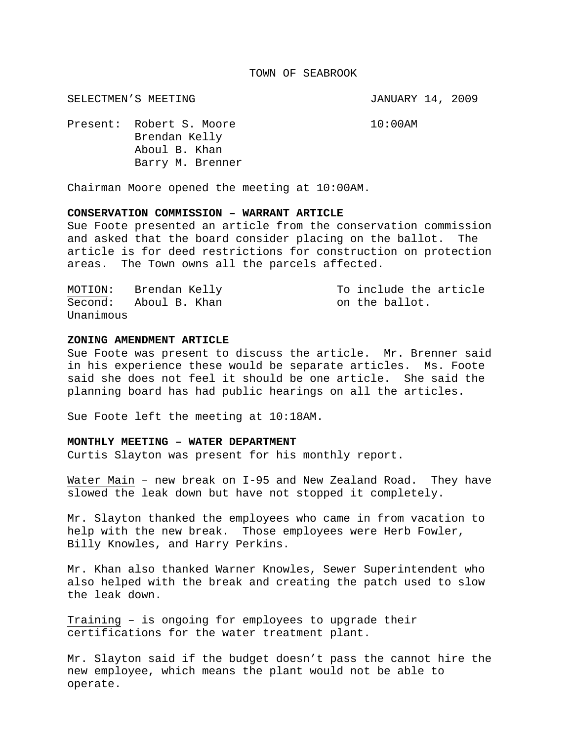TOWN OF SEABROOK

SELECTMEN'S MEETING JANUARY 14, 2009

Present: Robert S. Moore 10:00AM
Brendan Kelly
Aboul B. Khan
Barry M. Brenner

Chairman Moore opened the meeting at 10:00AM.

**CONSERVATION COMMISSION – WARRANT ARTICLE**

Sue Foote presented an article from the conservation commission and asked that the board consider placing on the ballot. The article is for deed restrictions for construction on protection areas. The Town owns all the parcels affected.

MOTION: Brendan Kelly To include the article
Second: Aboul B. Khan on the ballot.
Unanimous

**ZONING AMENDMENT ARTICLE**

Sue Foote was present to discuss the article. Mr. Brenner said in his experience these would be separate articles. Ms. Foote said she does not feel it should be one article. She said the planning board has had public hearings on all the articles.

Sue Foote left the meeting at 10:18AM.

**MONTHLY MEETING – WATER DEPARTMENT**

Curtis Slayton was present for his monthly report.

Water Main – new break on I-95 and New Zealand Road. They have slowed the leak down but have not stopped it completely.

Mr. Slayton thanked the employees who came in from vacation to help with the new break. Those employees were Herb Fowler, Billy Knowles, and Harry Perkins.

Mr. Khan also thanked Warner Knowles, Sewer Superintendent who also helped with the break and creating the patch used to slow the leak down.

Training – is ongoing for employees to upgrade their certifications for the water treatment plant.

Mr. Slayton said if the budget doesn't pass the cannot hire the new employee, which means the plant would not be able to operate.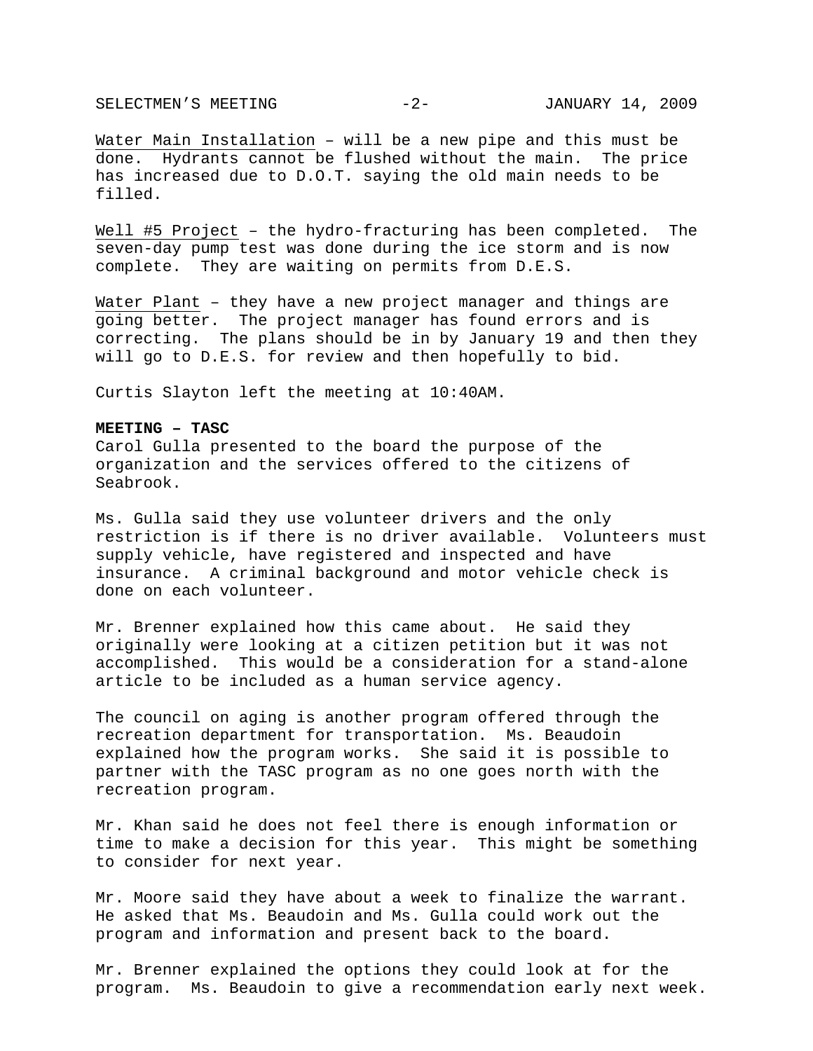<u>Water Main Installation</u> – will be a new pipe and this must be done. Hydrants cannot be flushed without the main. The price has increased due to D.O.T. saying the old main needs to be filled.

<u>Well #5 Project</u> – the hydro-fracturing has been completed. The seven-day pump test was done during the ice storm and is now complete. They are waiting on permits from D.E.S.

<u>Water Plant</u> – they have a new project manager and things are going better. The project manager has found errors and is correcting. The plans should be in by January 19 and then they will go to D.E.S. for review and then hopefully to bid.

Curtis Slayton left the meeting at 10:40AM.

**MEETING – TASC**

Carol Gulla presented to the board the purpose of the organization and the services offered to the citizens of Seabrook.

Ms. Gulla said they use volunteer drivers and the only restriction is if there is no driver available. Volunteers must supply vehicle, have registered and inspected and have insurance. A criminal background and motor vehicle check is done on each volunteer.

Mr. Brenner explained how this came about. He said they originally were looking at a citizen petition but it was not accomplished. This would be a consideration for a stand-alone article to be included as a human service agency.

The council on aging is another program offered through the recreation department for transportation. Ms. Beaudoin explained how the program works. She said it is possible to partner with the TASC program as no one goes north with the recreation program.

Mr. Khan said he does not feel there is enough information or time to make a decision for this year. This might be something to consider for next year.

Mr. Moore said they have about a week to finalize the warrant. He asked that Ms. Beaudoin and Ms. Gulla could work out the program and information and present back to the board.

Mr. Brenner explained the options they could look at for the program. Ms. Beaudoin to give a recommendation early next week.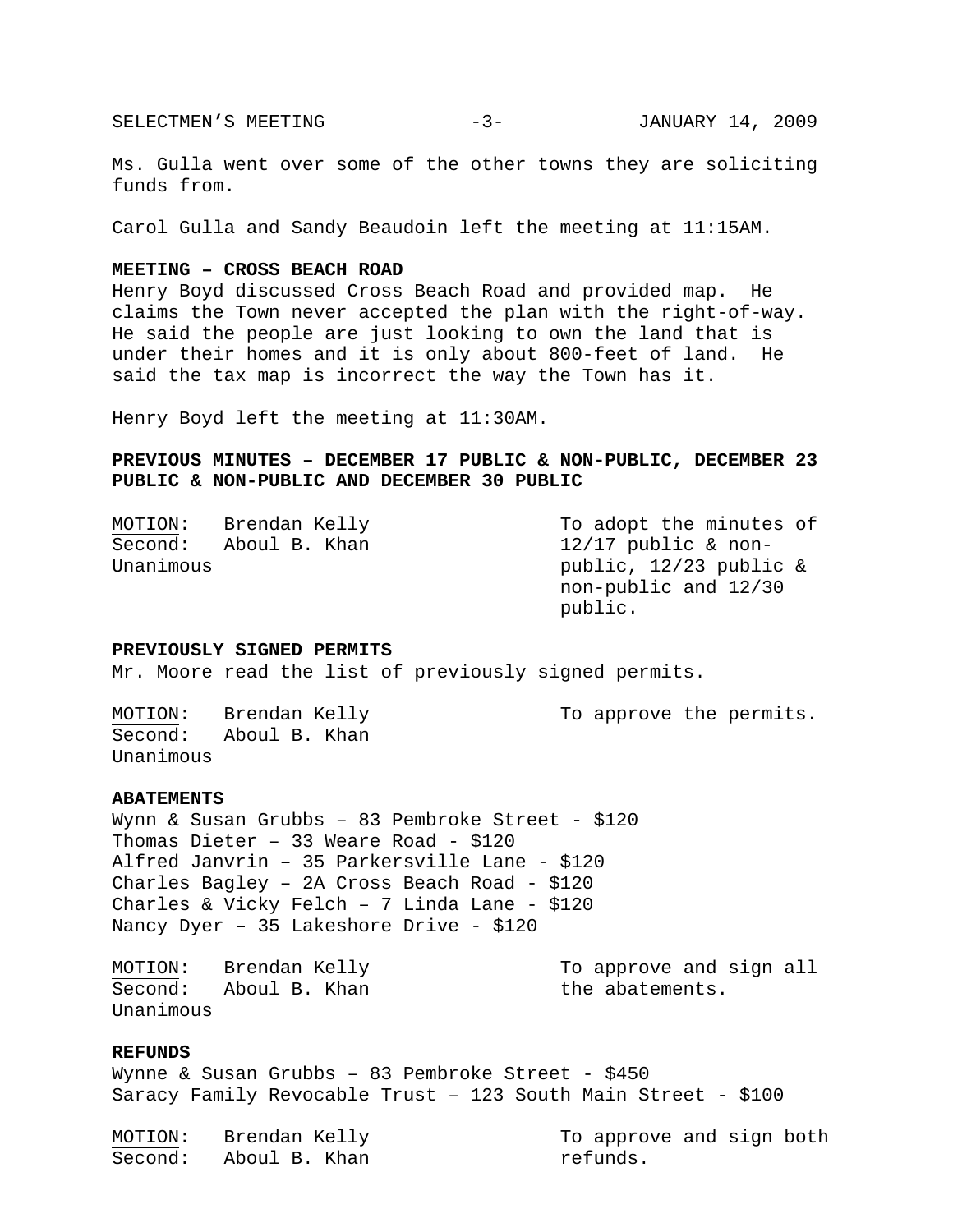Ms. Gulla went over some of the other towns they are soliciting funds from.

Carol Gulla and Sandy Beaudoin left the meeting at 11:15AM.

**MEETING – CROSS BEACH ROAD**

Henry Boyd discussed Cross Beach Road and provided map. He claims the Town never accepted the plan with the right-of-way. He said the people are just looking to own the land that is under their homes and it is only about 800-feet of land. He said the tax map is incorrect the way the Town has it.

Henry Boyd left the meeting at 11:30AM.

**PREVIOUS MINUTES – DECEMBER 17 PUBLIC & NON-PUBLIC, DECEMBER 23 PUBLIC & NON-PUBLIC AND DECEMBER 30 PUBLIC**

MOTION: Brendan Kelly — To adopt the minutes of 12/17 public & non-public, 12/23 public & non-public and 12/30 public.
Second: Aboul B. Khan
Unanimous

**PREVIOUSLY SIGNED PERMITS**

Mr. Moore read the list of previously signed permits.

MOTION: Brendan Kelly — To approve the permits.
Second: Aboul B. Khan
Unanimous

**ABATEMENTS**

Wynn & Susan Grubbs – 83 Pembroke Street - $120
Thomas Dieter – 33 Weare Road - $120
Alfred Janvrin – 35 Parkersville Lane - $120
Charles Bagley – 2A Cross Beach Road - $120
Charles & Vicky Felch – 7 Linda Lane - $120
Nancy Dyer – 35 Lakeshore Drive - $120

MOTION: Brendan Kelly — To approve and sign all the abatements.
Second: Aboul B. Khan
Unanimous

**REFUNDS**

Wynne & Susan Grubbs – 83 Pembroke Street - $450
Saracy Family Revocable Trust – 123 South Main Street - $100

MOTION: Brendan Kelly — To approve and sign both refunds.
Second: Aboul B. Khan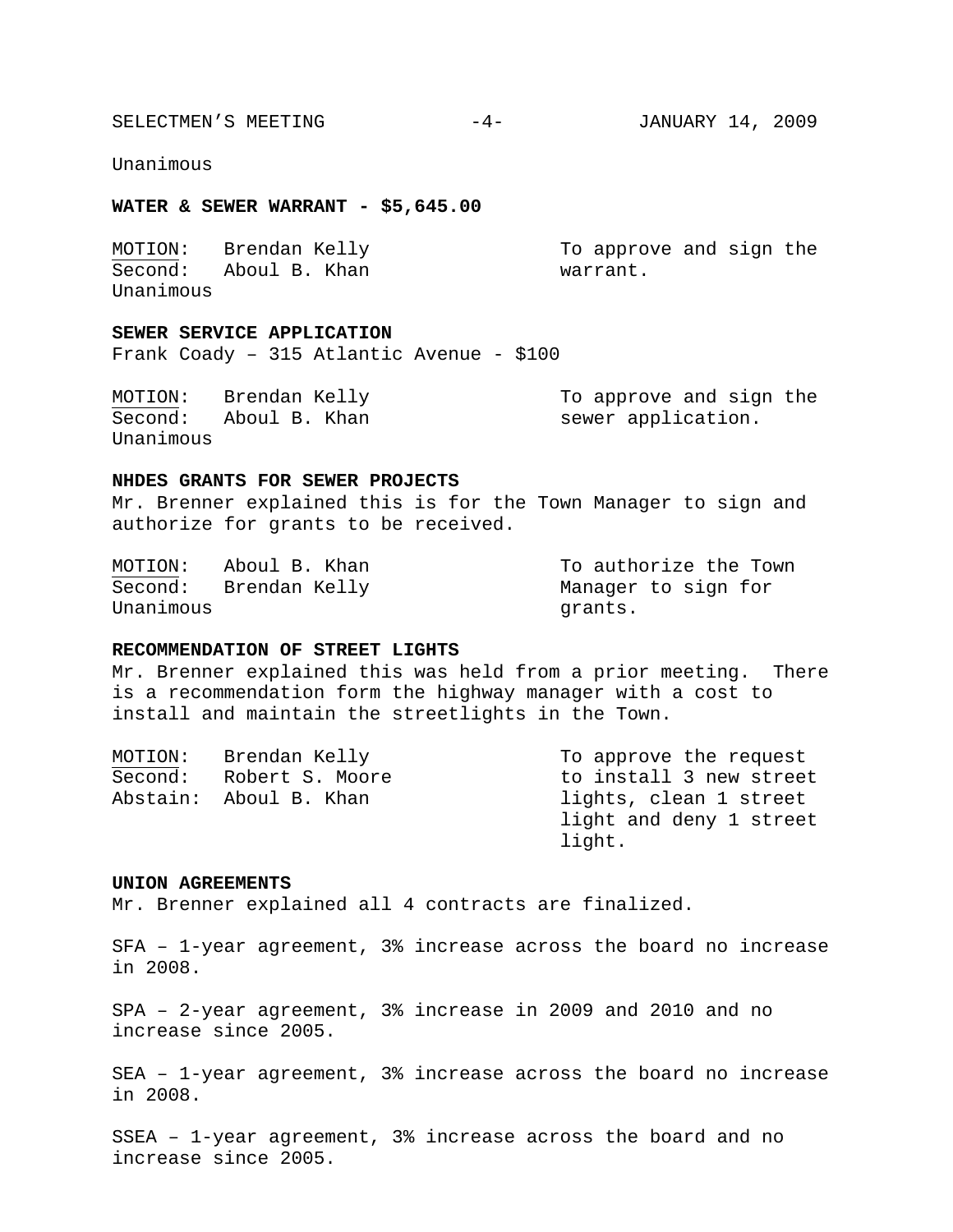Unanimous

**WATER & SEWER WARRANT - $5,645.00**

<u>MOTION</u>: Brendan Kelly — To approve and sign the warrant.
Second: Aboul B. Khan
Unanimous

**SEWER SERVICE APPLICATION**
Frank Coady – 315 Atlantic Avenue - $100

<u>MOTION</u>: Brendan Kelly — To approve and sign the sewer application.
Second: Aboul B. Khan
Unanimous

**NHDES GRANTS FOR SEWER PROJECTS**
Mr. Brenner explained this is for the Town Manager to sign and authorize for grants to be received.

<u>MOTION</u>: Aboul B. Khan — To authorize the Town Manager to sign for grants.
Second: Brendan Kelly
Unanimous

**RECOMMENDATION OF STREET LIGHTS**
Mr. Brenner explained this was held from a prior meeting. There is a recommendation form the highway manager with a cost to install and maintain the streetlights in the Town.

<u>MOTION</u>: Brendan Kelly — To approve the request to install 3 new street lights, clean 1 street light and deny 1 street light.
Second: Robert S. Moore
Abstain: Aboul B. Khan

**UNION AGREEMENTS**
Mr. Brenner explained all 4 contracts are finalized.

SFA – 1-year agreement, 3% increase across the board no increase in 2008.

SPA – 2-year agreement, 3% increase in 2009 and 2010 and no increase since 2005.

SEA – 1-year agreement, 3% increase across the board no increase in 2008.

SSEA – 1-year agreement, 3% increase across the board and no increase since 2005.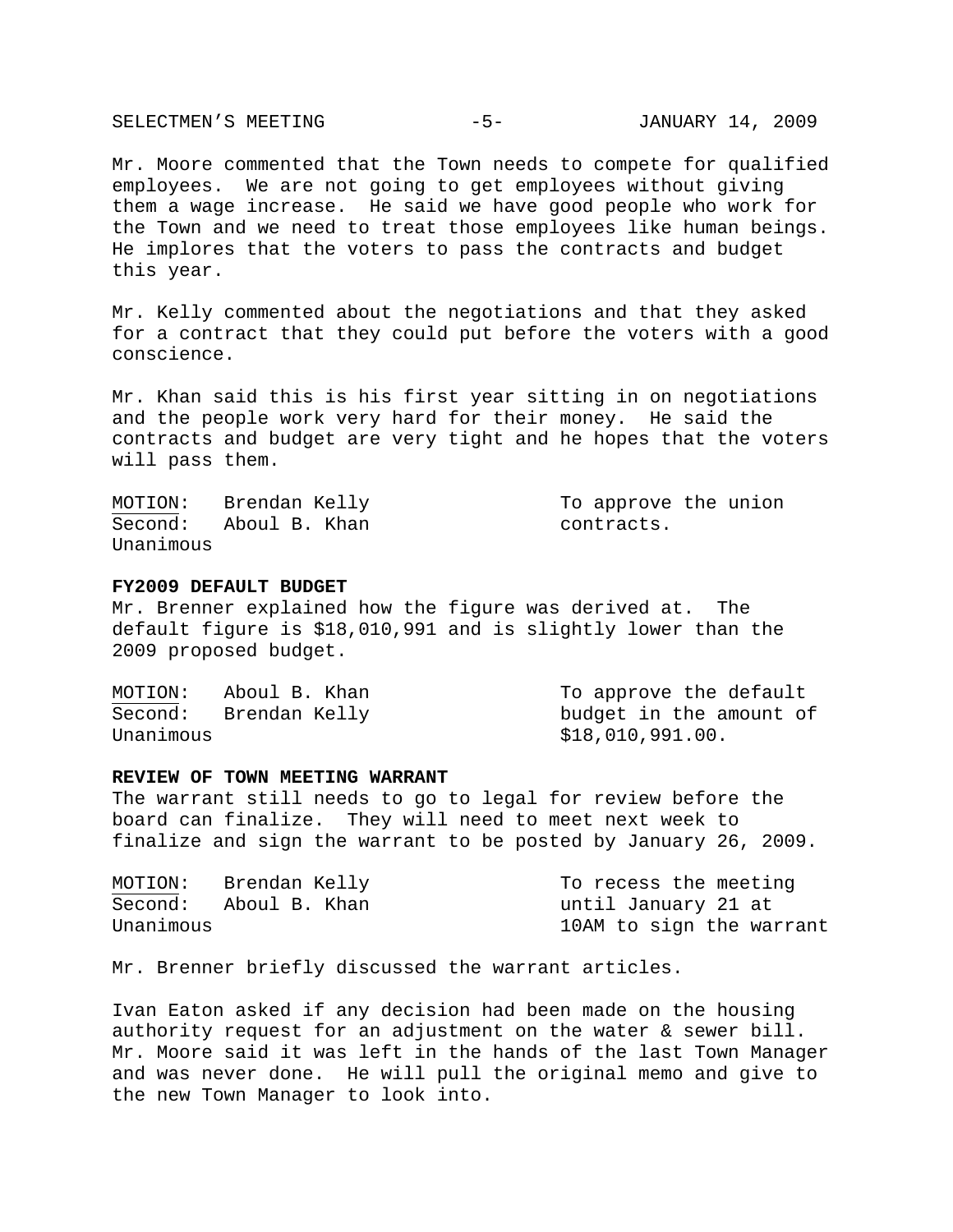Mr. Moore commented that the Town needs to compete for qualified employees. We are not going to get employees without giving them a wage increase. He said we have good people who work for the Town and we need to treat those employees like human beings. He implores that the voters to pass the contracts and budget this year.

Mr. Kelly commented about the negotiations and that they asked for a contract that they could put before the voters with a good conscience.

Mr. Khan said this is his first year sitting in on negotiations and the people work very hard for their money. He said the contracts and budget are very tight and he hopes that the voters will pass them.

<u>MOTION</u>: Brendan Kelly — To approve the union contracts.
Second: Aboul B. Khan
Unanimous

**FY2009 DEFAULT BUDGET**

Mr. Brenner explained how the figure was derived at. The default figure is $18,010,991 and is slightly lower than the 2009 proposed budget.

<u>MOTION</u>: Aboul B. Khan — To approve the default budget in the amount of $18,010,991.00.
<u>Second</u>: Brendan Kelly
Unanimous

**REVIEW OF TOWN MEETING WARRANT**

The warrant still needs to go to legal for review before the board can finalize. They will need to meet next week to finalize and sign the warrant to be posted by January 26, 2009.

<u>MOTION</u>: Brendan Kelly — To recess the meeting until January 21 at 10AM to sign the warrant
Second: Aboul B. Khan
Unanimous

Mr. Brenner briefly discussed the warrant articles.

Ivan Eaton asked if any decision had been made on the housing authority request for an adjustment on the water & sewer bill. Mr. Moore said it was left in the hands of the last Town Manager and was never done. He will pull the original memo and give to the new Town Manager to look into.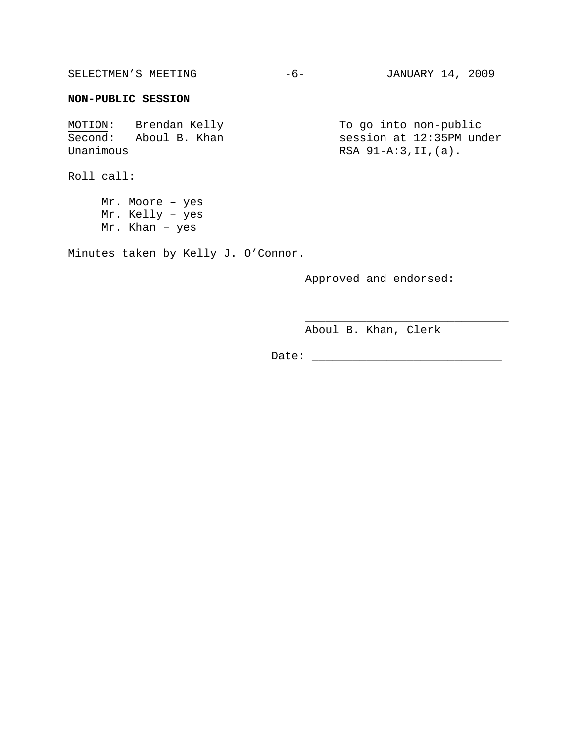**NON-PUBLIC SESSION**

MOTION: Brendan Kelly
Second: Aboul B. Khan
Unanimous

To go into non-public session at 12:35PM under RSA 91-A:3,II,(a).

Roll call:

- Mr. Moore – yes
- Mr. Kelly – yes
- Mr. Khan – yes

Minutes taken by Kelly J. O'Connor.

Approved and endorsed:

______________________________
Aboul B. Khan, Clerk

Date: ____________________________